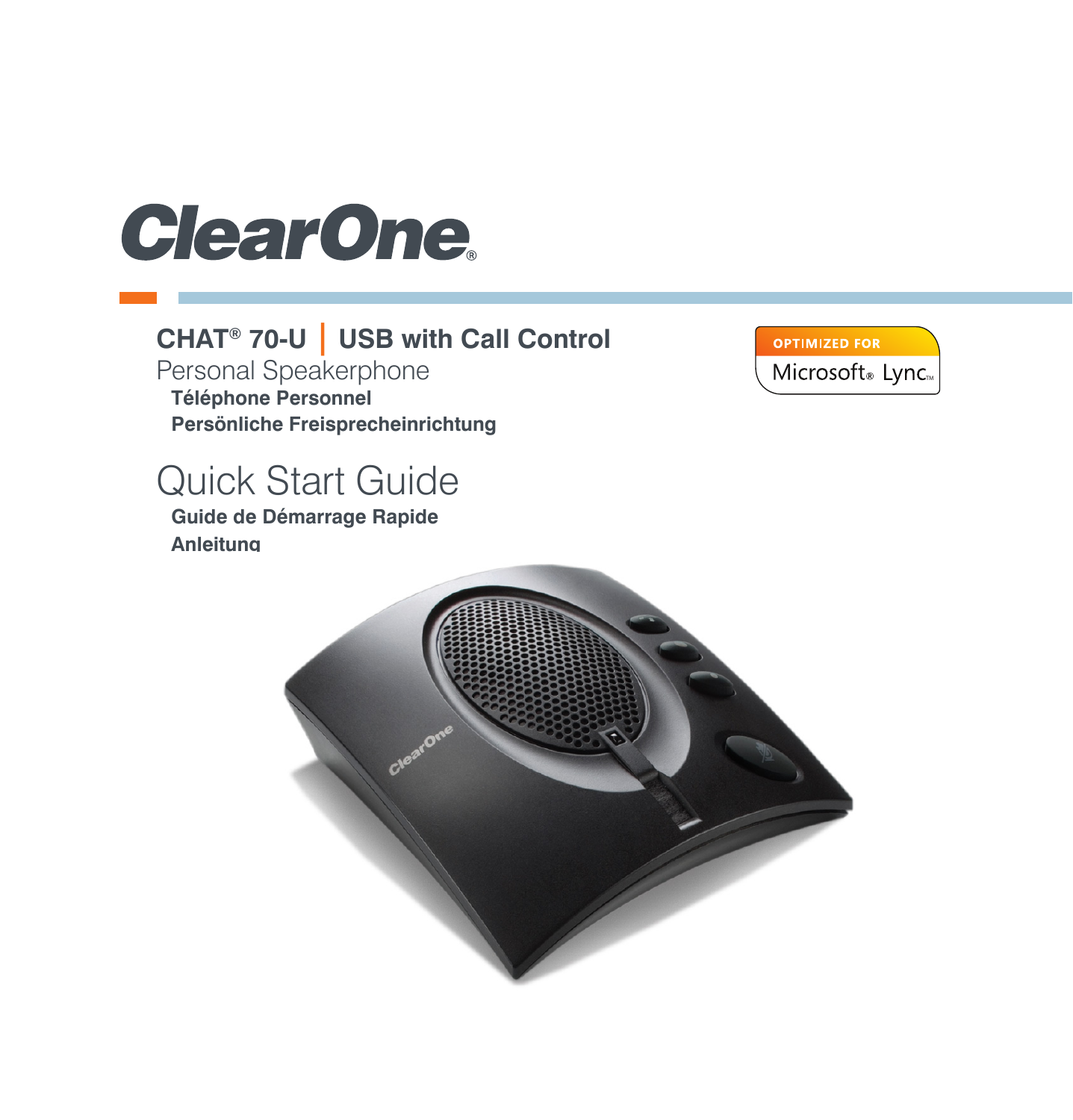ClearOne®

# CHAT® 70-U | USB with Call Control

Personal Speakerphone

**Téléphone Personnel**

**Persönliche Freisprecheinrichtung**

OPTIMIZED FOR Microsoft® Lync™

# Quick Start Guide

**Guide de Démarrage Rapide**

**Anleitung**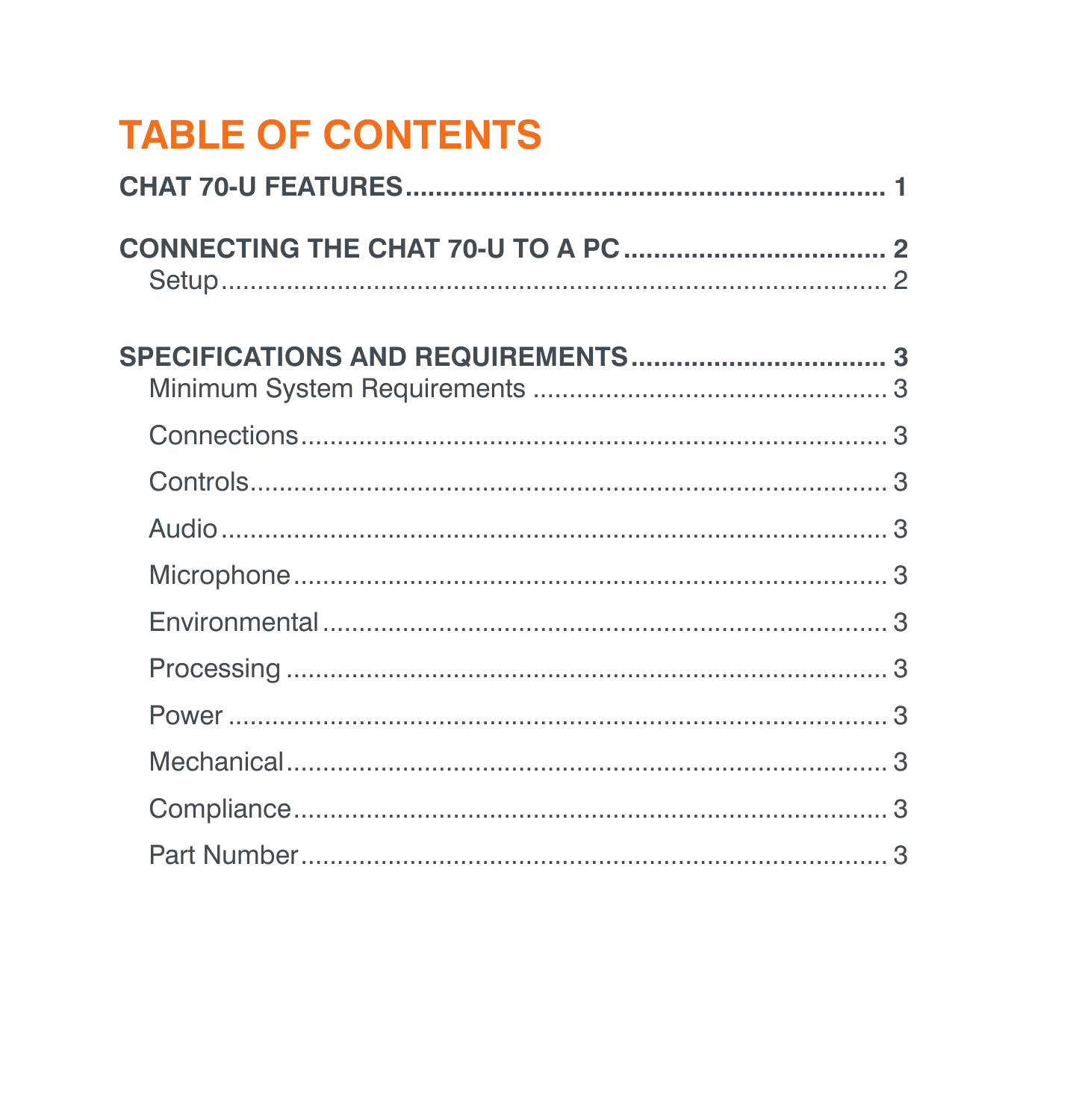# TABLE OF CONTENTS

**CHAT 70-U FEATURES** .................................................. **1**

**CONNECTING THE CHAT 70-U TO A PC** .................................. **2**

Setup .................................................................................. 2

**SPECIFICATIONS AND REQUIREMENTS** .................................. **3**

Minimum System Requirements ................................................ 3

Connections .......................................................................... 3

Controls ................................................................................ 3

Audio .................................................................................... 3

Microphone ........................................................................... 3

Environmental ....................................................................... 3

Processing ............................................................................ 3

Power ................................................................................... 3

Mechanical ........................................................................... 3

Compliance ........................................................................... 3

Part Number ......................................................................... 3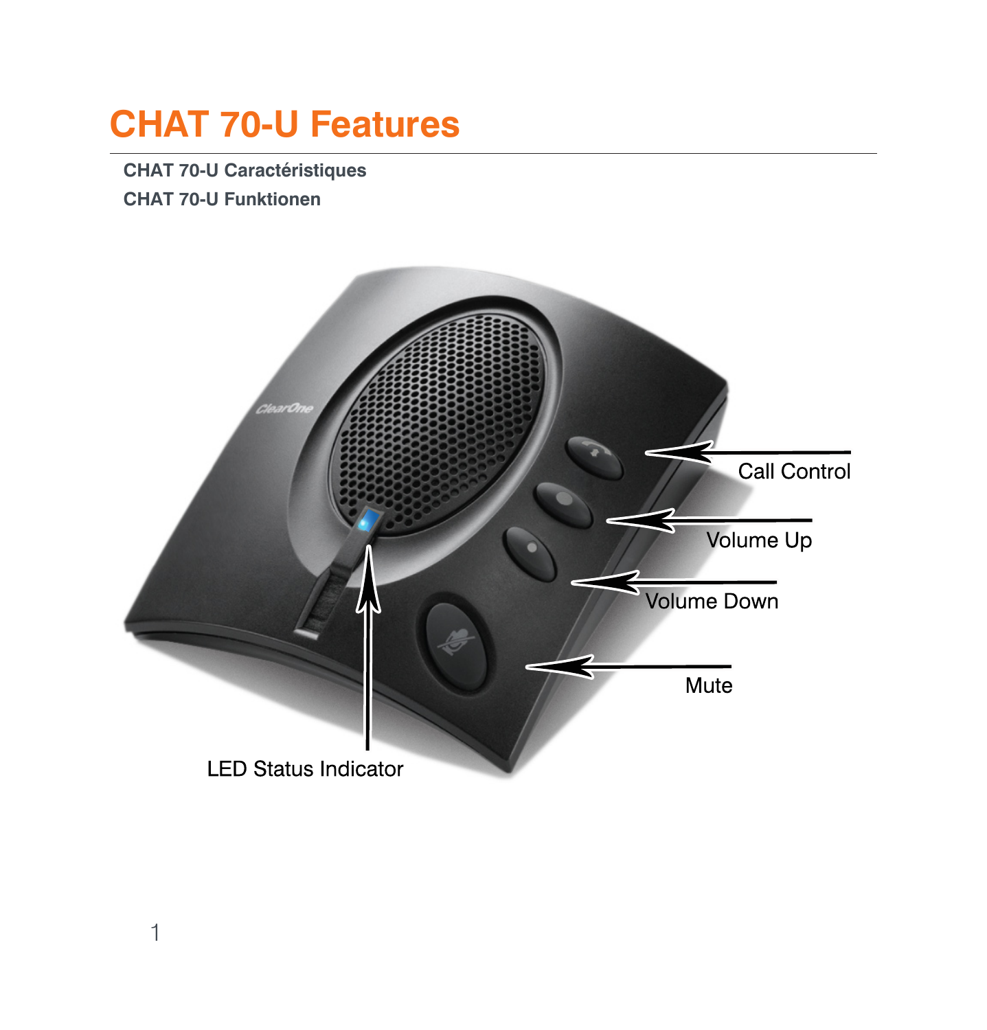# CHAT 70-U Features

**CHAT 70-U Caractéristiques**

**CHAT 70-U Funktionen**

Call Control

Volume Up

Volume Down

Mute

LED Status Indicator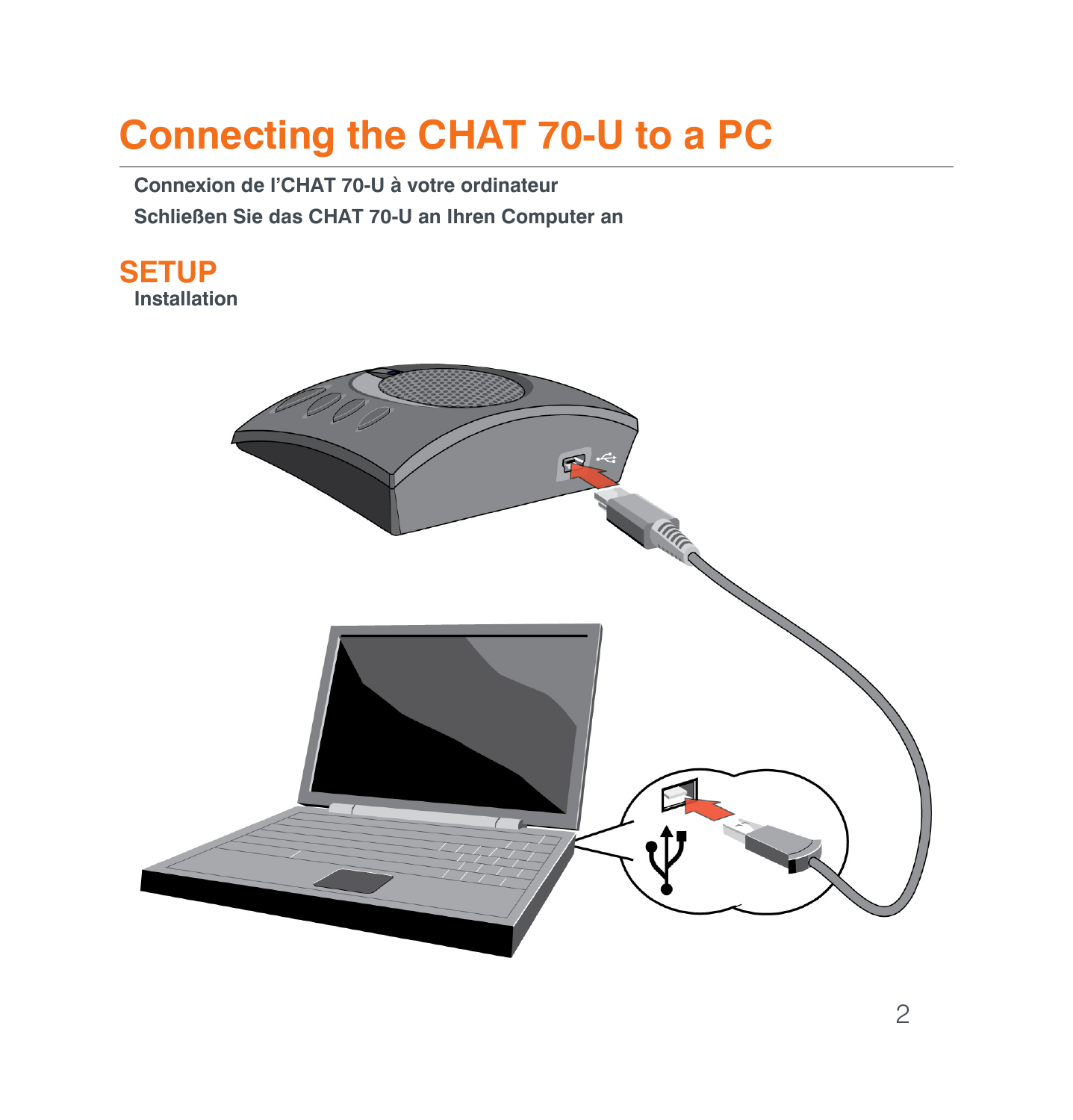# Connecting the CHAT 70-U to a PC

**Connexion de l'CHAT 70-U à votre ordinateur**

**Schließen Sie das CHAT 70-U an Ihren Computer an**

## SETUP

**Installation**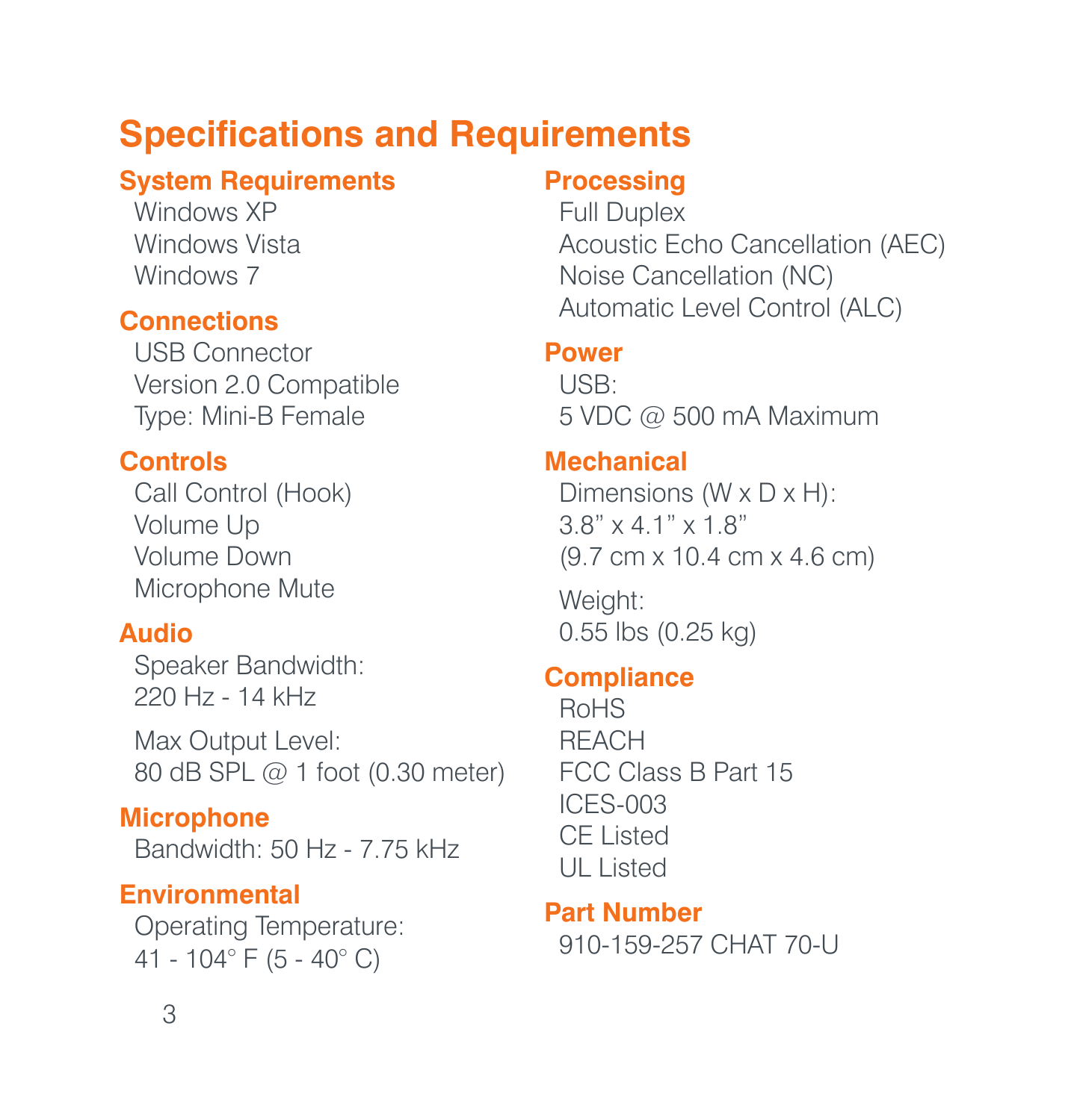# Specifications and Requirements

## System Requirements

Windows XP
Windows Vista
Windows 7

## Connections

USB Connector
Version 2.0 Compatible
Type: Mini-B Female

## Controls

Call Control (Hook)
Volume Up
Volume Down
Microphone Mute

## Audio

Speaker Bandwidth:
220 Hz - 14 kHz

Max Output Level:
80 dB SPL @ 1 foot (0.30 meter)

## Microphone

Bandwidth: 50 Hz - 7.75 kHz

## Environmental

Operating Temperature:
41 - 104° F (5 - 40° C)

## Processing

Full Duplex
Acoustic Echo Cancellation (AEC)
Noise Cancellation (NC)
Automatic Level Control (ALC)

## Power

USB:
5 VDC @ 500 mA Maximum

## Mechanical

Dimensions (W x D x H):
3.8" x 4.1" x 1.8"
(9.7 cm x 10.4 cm x 4.6 cm)

Weight:
0.55 lbs (0.25 kg)

## Compliance

RoHS
REACH
FCC Class B Part 15
ICES-003
CE Listed
UL Listed

## Part Number

910-159-257 CHAT 70-U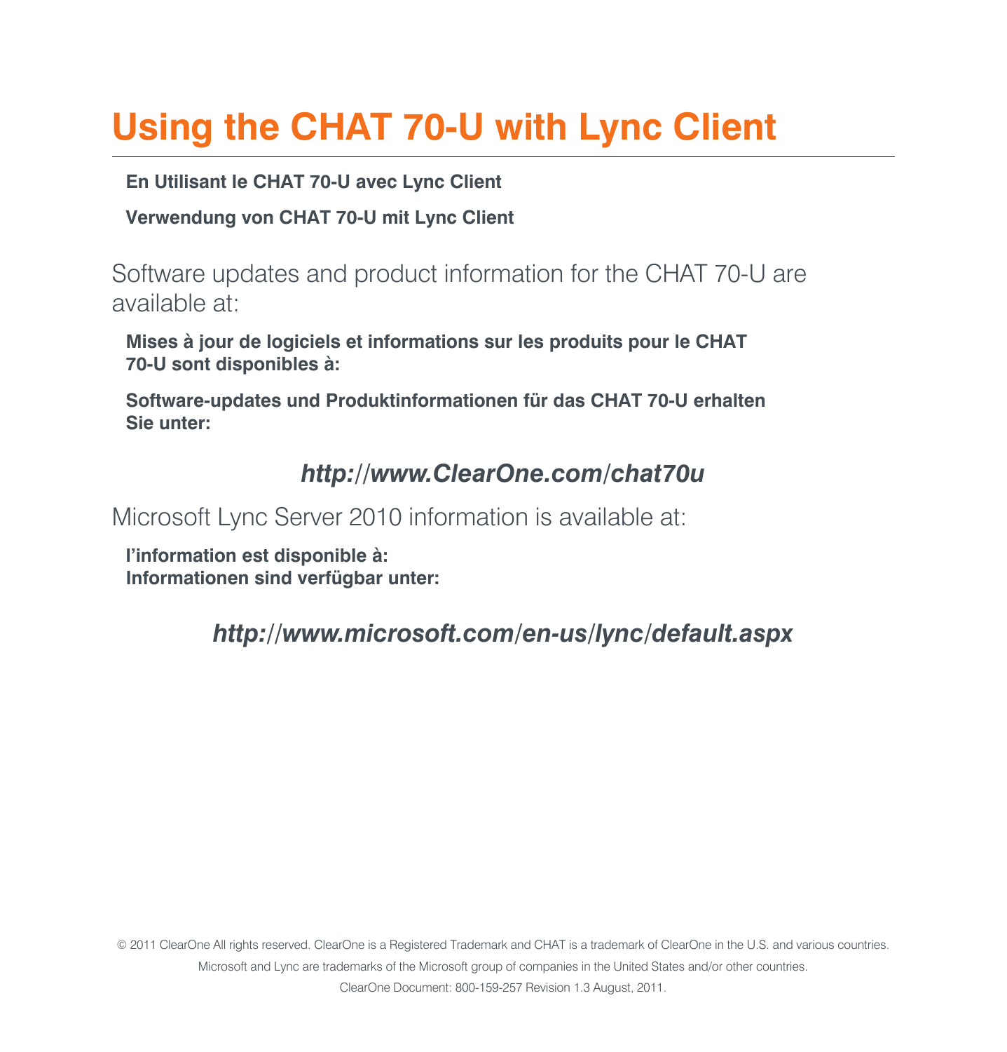# Using the CHAT 70-U with Lync Client

**En Utilisant le CHAT 70-U avec Lync Client**

**Verwendung von CHAT 70-U mit Lync Client**

Software updates and product information for the CHAT 70-U are available at:

**Mises à jour de logiciels et informations sur les produits pour le CHAT 70-U sont disponibles à:**

**Software-updates und Produktinformationen für das CHAT 70-U erhalten Sie unter:**

***http://www.ClearOne.com/chat70u***

Microsoft Lync Server 2010 information is available at:

**l'information est disponible à:**
**Informationen sind verfügbar unter:**

***http://www.microsoft.com/en-us/lync/default.aspx***

© 2011 ClearOne All rights reserved. ClearOne is a Registered Trademark and CHAT is a trademark of ClearOne in the U.S. and various countries.

Microsoft and Lync are trademarks of the Microsoft group of companies in the United States and/or other countries.

ClearOne Document: 800-159-257 Revision 1.3 August, 2011.